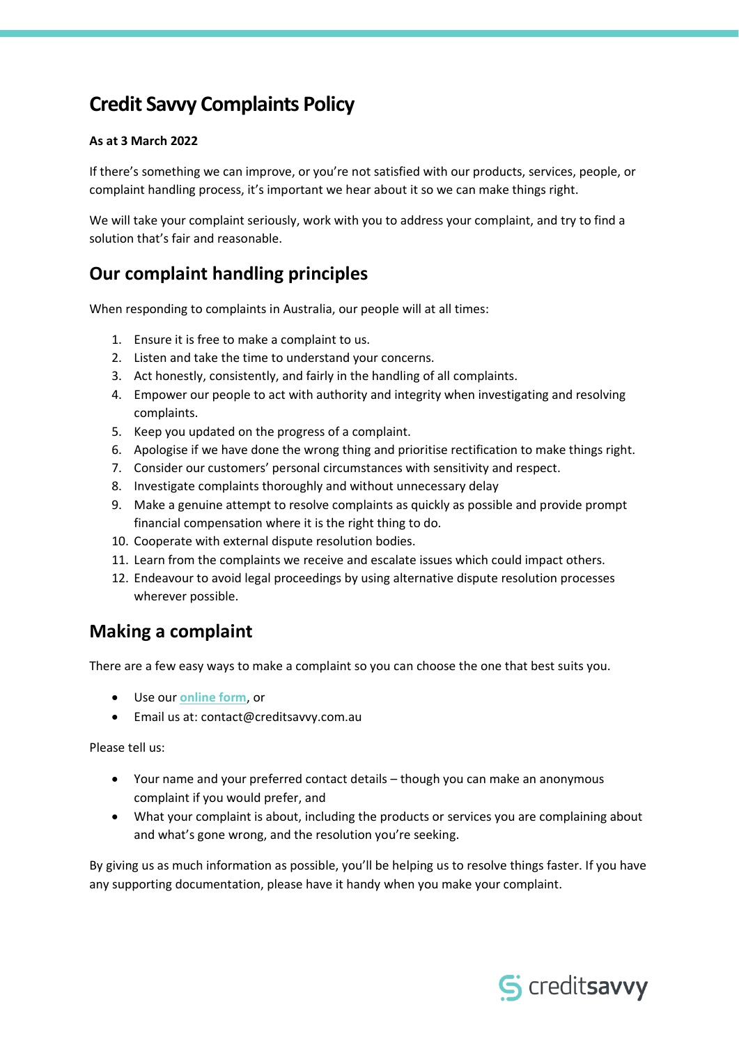# Credit Savvy Complaints Policy

**As at 3 March 2022**

If there's something we can improve, or you're not satisfied with our products, services, people, or complaint handling process, it's important we hear about it so we can make things right.

We will take your complaint seriously, work with you to address your complaint, and try to find a solution that's fair and reasonable.

## Our complaint handling principles

When responding to complaints in Australia, our people will at all times:

1. Ensure it is free to make a complaint to us.
2. Listen and take the time to understand your concerns.
3. Act honestly, consistently, and fairly in the handling of all complaints.
4. Empower our people to act with authority and integrity when investigating and resolving complaints.
5. Keep you updated on the progress of a complaint.
6. Apologise if we have done the wrong thing and prioritise rectification to make things right.
7. Consider our customers' personal circumstances with sensitivity and respect.
8. Investigate complaints thoroughly and without unnecessary delay
9. Make a genuine attempt to resolve complaints as quickly as possible and provide prompt financial compensation where it is the right thing to do.
10. Cooperate with external dispute resolution bodies.
11. Learn from the complaints we receive and escalate issues which could impact others.
12. Endeavour to avoid legal proceedings by using alternative dispute resolution processes wherever possible.

## Making a complaint

There are a few easy ways to make a complaint so you can choose the one that best suits you.

- Use our online form, or
- Email us at: contact@creditsavvy.com.au

Please tell us:

- Your name and your preferred contact details – though you can make an anonymous complaint if you would prefer, and
- What your complaint is about, including the products or services you are complaining about and what's gone wrong, and the resolution you're seeking.

By giving us as much information as possible, you'll be helping us to resolve things faster. If you have any supporting documentation, please have it handy when you make your complaint.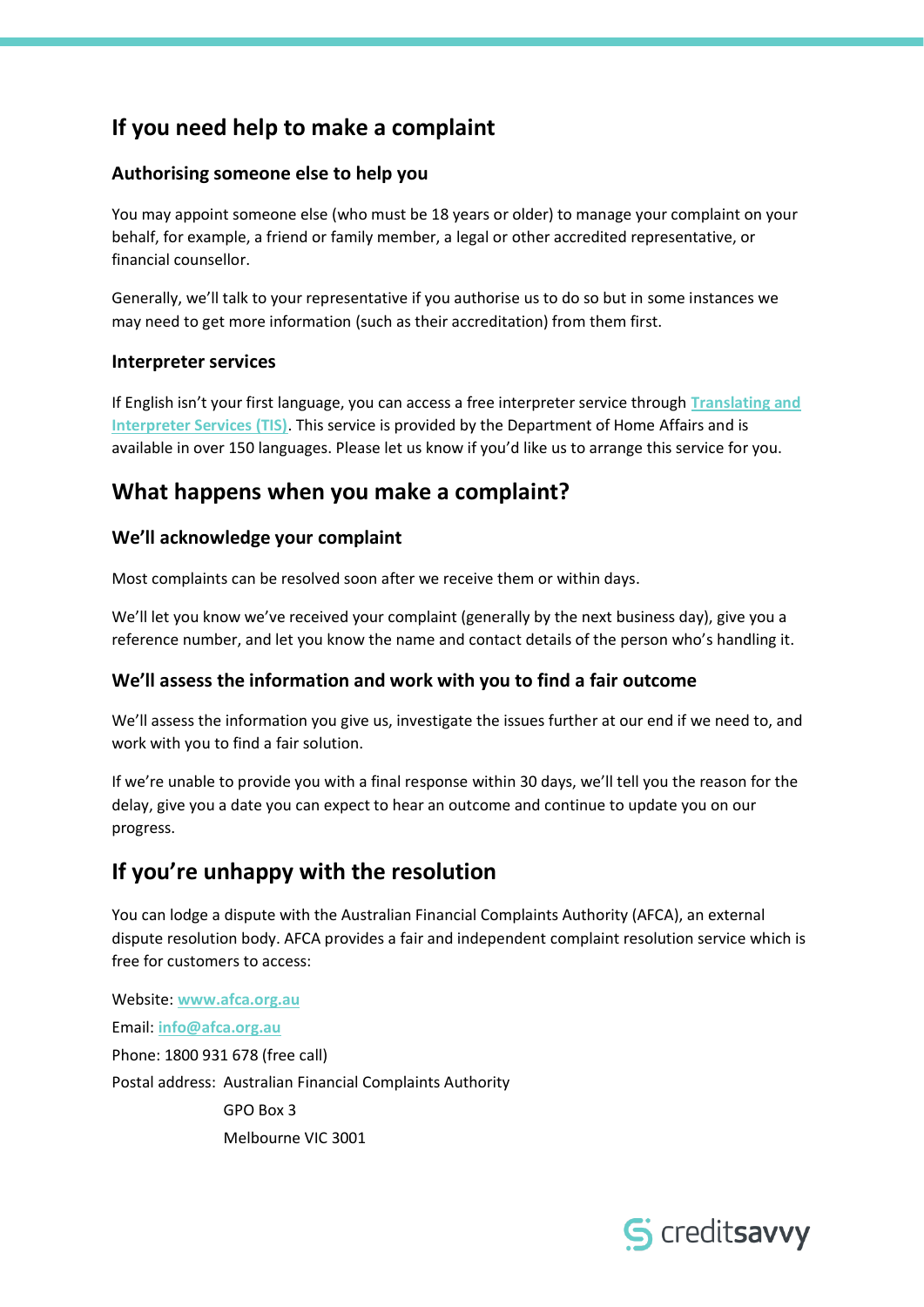## If you need help to make a complaint

### Authorising someone else to help you

You may appoint someone else (who must be 18 years or older) to manage your complaint on your behalf, for example, a friend or family member, a legal or other accredited representative, or financial counsellor.

Generally, we'll talk to your representative if you authorise us to do so but in some instances we may need to get more information (such as their accreditation) from them first.

### Interpreter services

If English isn't your first language, you can access a free interpreter service through **Translating and Interpreter Services (TIS)**. This service is provided by the Department of Home Affairs and is available in over 150 languages. Please let us know if you'd like us to arrange this service for you.

## What happens when you make a complaint?

### We'll acknowledge your complaint

Most complaints can be resolved soon after we receive them or within days.

We'll let you know we've received your complaint (generally by the next business day), give you a reference number, and let you know the name and contact details of the person who's handling it.

### We'll assess the information and work with you to find a fair outcome

We'll assess the information you give us, investigate the issues further at our end if we need to, and work with you to find a fair solution.

If we're unable to provide you with a final response within 30 days, we'll tell you the reason for the delay, give you a date you can expect to hear an outcome and continue to update you on our progress.

## If you're unhappy with the resolution

You can lodge a dispute with the Australian Financial Complaints Authority (AFCA), an external dispute resolution body. AFCA provides a fair and independent complaint resolution service which is free for customers to access:

Website: **www.afca.org.au**

Email: **info@afca.org.au**

Phone: 1800 931 678 (free call)

Postal address: Australian Financial Complaints Authority
GPO Box 3
Melbourne VIC 3001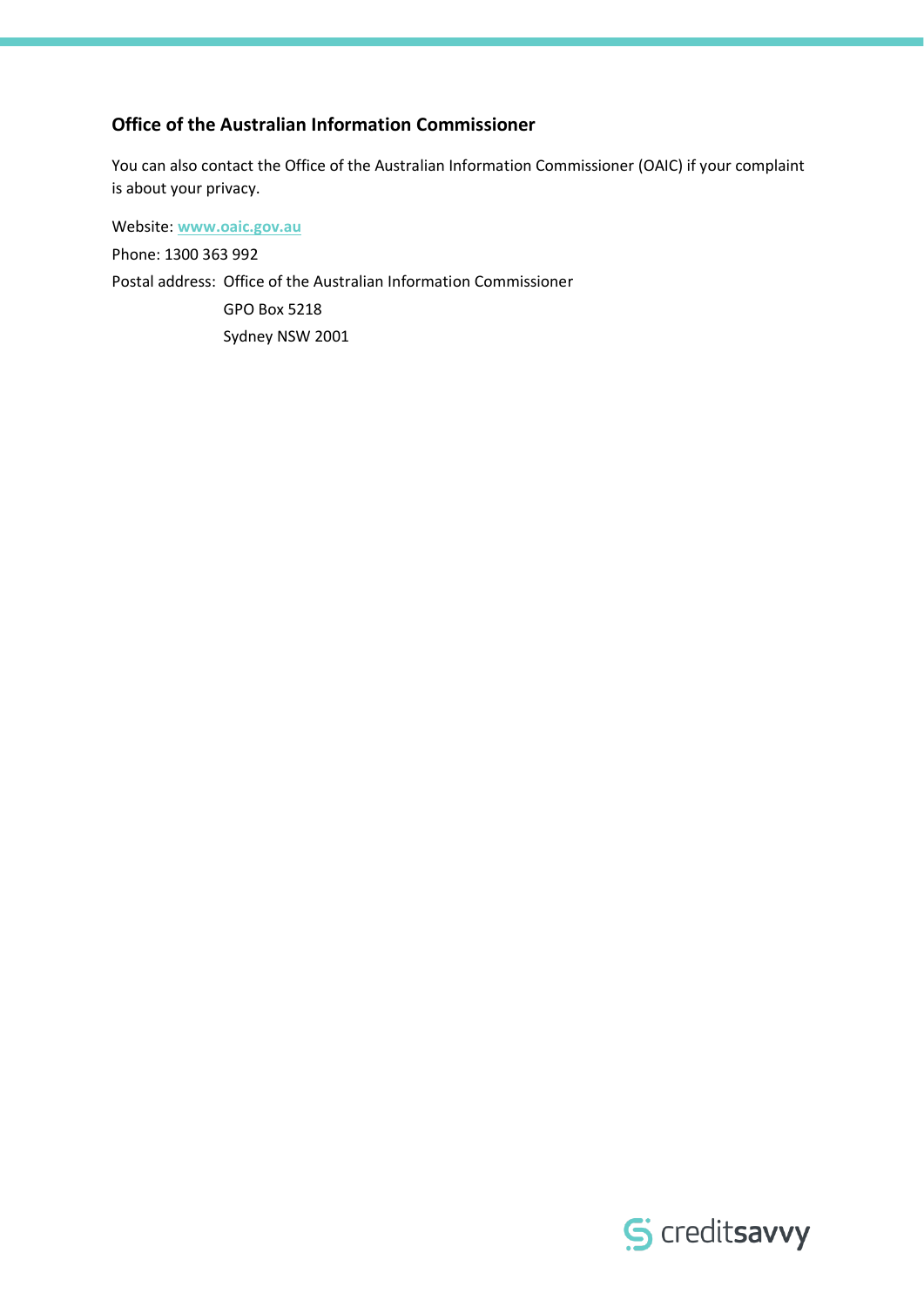### Office of the Australian Information Commissioner

You can also contact the Office of the Australian Information Commissioner (OAIC) if your complaint is about your privacy.

Website: **www.oaic.gov.au**

Phone: 1300 363 992

Postal address: Office of the Australian Information Commissioner
GPO Box 5218
Sydney NSW 2001